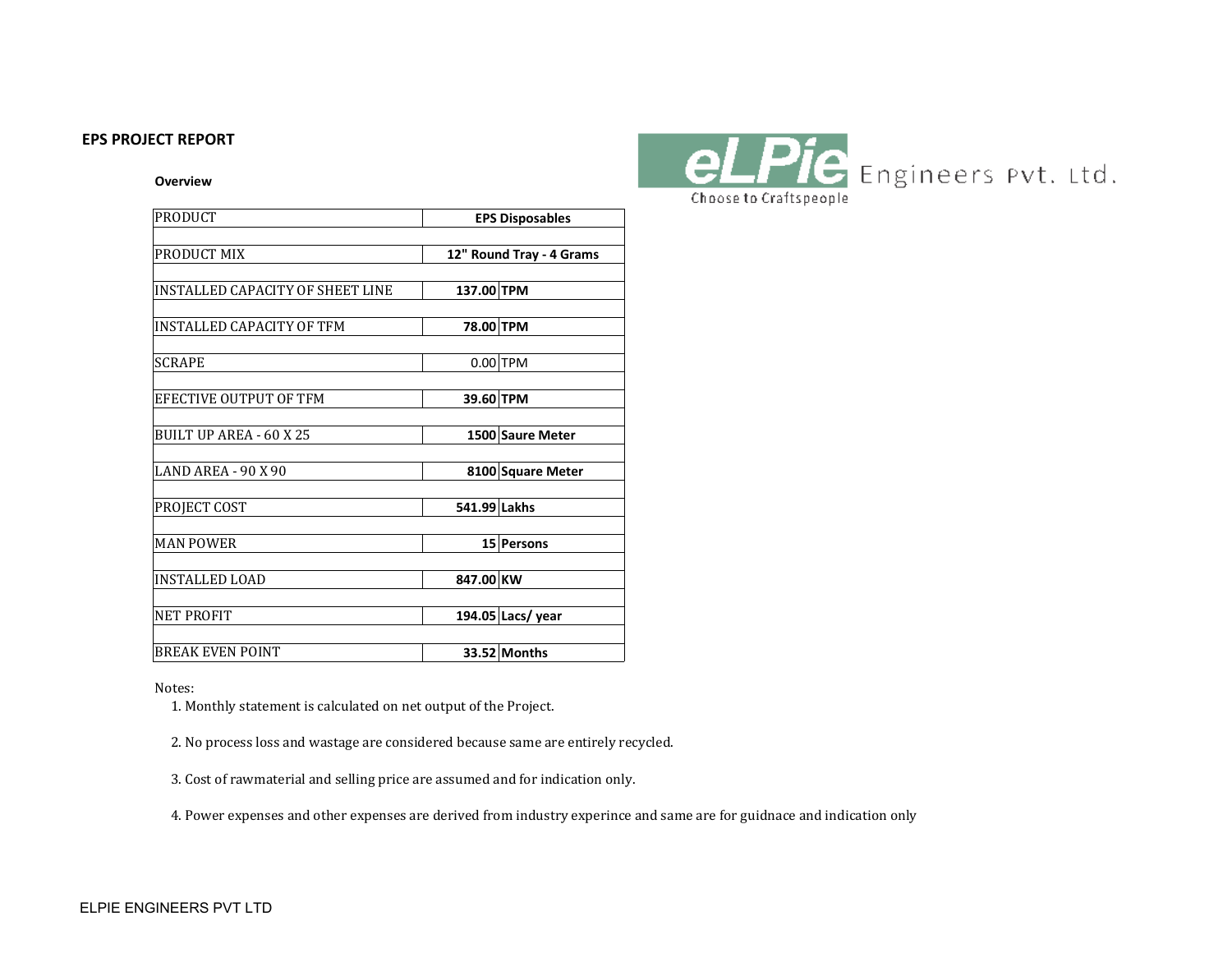## EPS PROJECT REPORT

eLPie Engineers Pvt. Ltd.
Choose to Craftspeople

### Overview

| | | |
|---|---|---|
| PRODUCT | **EPS Disposables** | |
| PRODUCT MIX | **12" Round Tray - 4 Grams** | |
| INSTALLED CAPACITY OF SHEET LINE | **137.00** | **TPM** |
| INSTALLED CAPACITY OF TFM | **78.00** | **TPM** |
| SCRAPE | 0.00 | TPM |
| EFECTIVE OUTPUT OF TFM | **39.60** | **TPM** |
| BUILT UP AREA - 60 X 25 | **1500** | **Saure Meter** |
| LAND AREA - 90 X 90 | **8100** | **Square Meter** |
| PROJECT COST | **541.99** | **Lakhs** |
| MAN POWER | **15** | **Persons** |
| INSTALLED LOAD | **847.00** | **KW** |
| NET PROFIT | **194.05** | **Lacs/ year** |
| BREAK EVEN POINT | **33.52** | **Months** |

Notes:

1. Monthly statement is calculated on net output of the Project.
2. No process loss and wastage are considered because same are entirely recycled.
3. Cost of rawmaterial and selling price are assumed and for indication only.
4. Power expenses and other expenses are derived from industry experince and same are for guidnace and indication only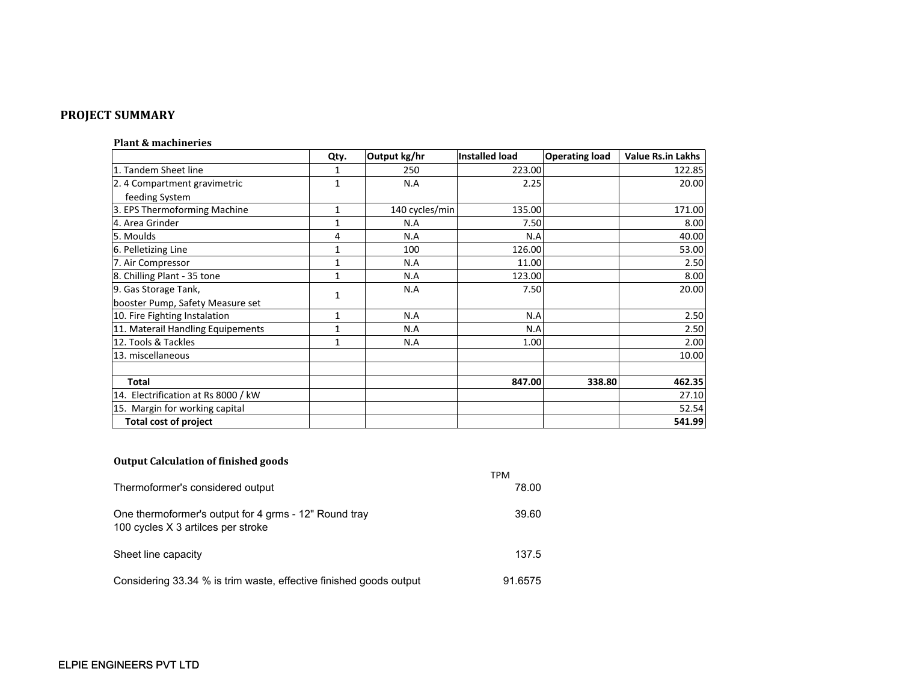## PROJECT SUMMARY

### Plant & machineries

| | Qty. | Output kg/hr | Installed load | Operating load | Value Rs.in Lakhs |
|---|---|---|---|---|---|
| 1. Tandem Sheet line | 1 | 250 | 223.00 | | 122.85 |
| 2. 4 Compartment gravimetric feeding System | 1 | N.A | 2.25 | | 20.00 |
| 3. EPS Thermoforming Machine | 1 | 140 cycles/min | 135.00 | | 171.00 |
| 4. Area Grinder | 1 | N.A | 7.50 | | 8.00 |
| 5. Moulds | 4 | N.A | N.A | | 40.00 |
| 6. Pelletizing Line | 1 | 100 | 126.00 | | 53.00 |
| 7. Air Compressor | 1 | N.A | 11.00 | | 2.50 |
| 8. Chilling Plant - 35 tone | 1 | N.A | 123.00 | | 8.00 |
| 9. Gas Storage Tank, booster Pump, Safety Measure set | 1 | N.A | 7.50 | | 20.00 |
| 10. Fire Fighting Instalation | 1 | N.A | N.A | | 2.50 |
| 11. Materail Handling Equipements | 1 | N.A | N.A | | 2.50 |
| 12. Tools & Tackles | 1 | N.A | 1.00 | | 2.00 |
| 13. miscellaneous | | | | | 10.00 |
| | | | | | |
| **Total** | | | **847.00** | **338.80** | **462.35** |
| 14. Electrification at Rs 8000 / kW | | | | | 27.10 |
| 15. Margin for working capital | | | | | 52.54 |
| **Total cost of project** | | | | | **541.99** |

### Output Calculation of finished goods

| | TPM |
|---|---|
| Thermoformer's considered output | 78.00 |
| One thermoformer's output for 4 grms - 12" Round tray<br>100 cycles X 3 artilces per stroke | 39.60 |
| Sheet line capacity | 137.5 |
| Considering 33.34 % is trim waste, effective finished goods output | 91.6575 |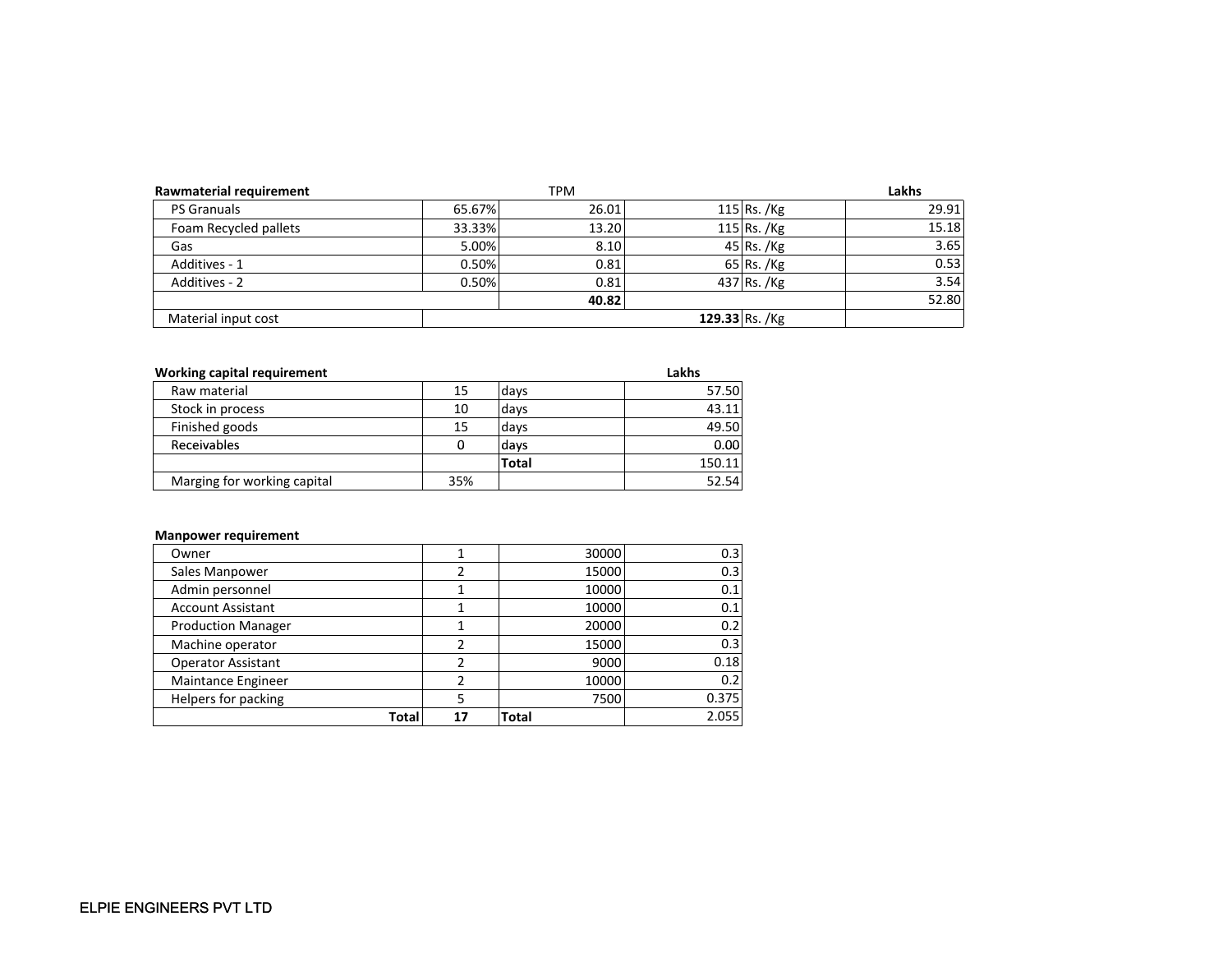**Rawmaterial requirement**

| | | TPM | | | Lakhs |
|---|---|---|---|---|---|
| PS Granuals | 65.67% | 26.01 | 115 | Rs. /Kg | 29.91 |
| Foam Recycled pallets | 33.33% | 13.20 | 115 | Rs. /Kg | 15.18 |
| Gas | 5.00% | 8.10 | 45 | Rs. /Kg | 3.65 |
| Additives - 1 | 0.50% | 0.81 | 65 | Rs. /Kg | 0.53 |
| Additives - 2 | 0.50% | 0.81 | 437 | Rs. /Kg | 3.54 |
| | | **40.82** | | | 52.80 |
| Material input cost | | | **129.33** | Rs. /Kg | |

**Working capital requirement**

| | | | Lakhs |
|---|---|---|---|
| Raw material | 15 | days | 57.50 |
| Stock in process | 10 | days | 43.11 |
| Finished goods | 15 | days | 49.50 |
| Receivables | 0 | days | 0.00 |
| | | **Total** | 150.11 |
| Marging for working capital | 35% | | 52.54 |

**Manpower requirement**

| | | | |
|---|---|---|---|
| Owner | 1 | 30000 | 0.3 |
| Sales Manpower | 2 | 15000 | 0.3 |
| Admin personnel | 1 | 10000 | 0.1 |
| Account Assistant | 1 | 10000 | 0.1 |
| Production Manager | 1 | 20000 | 0.2 |
| Machine operator | 2 | 15000 | 0.3 |
| Operator Assistant | 2 | 9000 | 0.18 |
| Maintance Engineer | 2 | 10000 | 0.2 |
| Helpers for packing | 5 | 7500 | 0.375 |
| **Total** | **17** | **Total** | 2.055 |

ELPIE ENGINEERS PVT LTD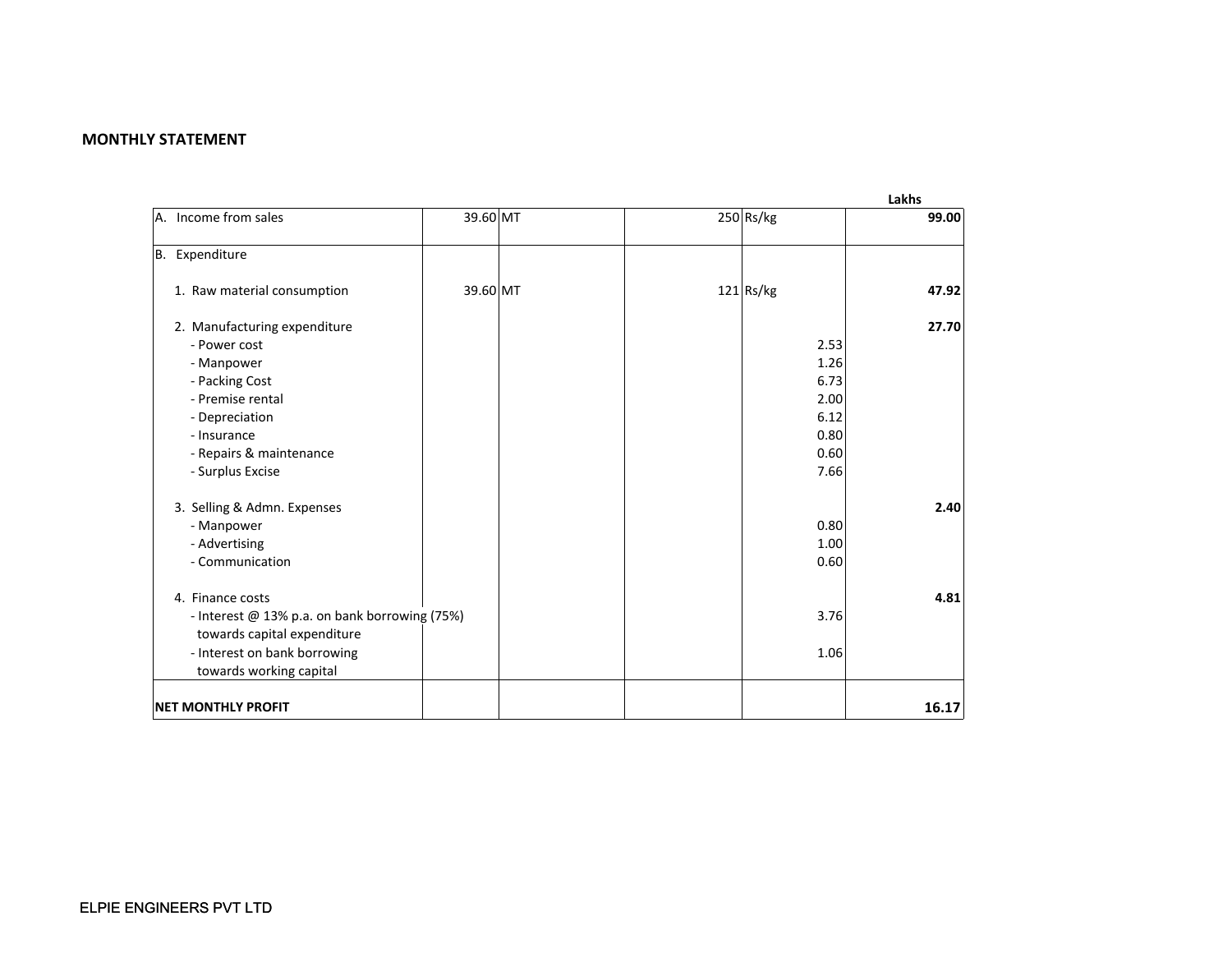**MONTHLY STATEMENT**

| | | | | | | Lakhs |
|---|---|---|---|---|---|---|
| A. Income from sales | 39.60 | MT | 250 | Rs/kg | | **99.00** |
| B. Expenditure | | | | | | |
| 1. Raw material consumption | 39.60 | MT | 121 | Rs/kg | | **47.92** |
| 2. Manufacturing expenditure | | | | | | **27.70** |
| - Power cost | | | | | 2.53 | |
| - Manpower | | | | | 1.26 | |
| - Packing Cost | | | | | 6.73 | |
| - Premise rental | | | | | 2.00 | |
| - Depreciation | | | | | 6.12 | |
| - Insurance | | | | | 0.80 | |
| - Repairs & maintenance | | | | | 0.60 | |
| - Surplus Excise | | | | | 7.66 | |
| 3. Selling & Admn. Expenses | | | | | | **2.40** |
| - Manpower | | | | | 0.80 | |
| - Advertising | | | | | 1.00 | |
| - Communication | | | | | 0.60 | |
| 4. Finance costs | | | | | | **4.81** |
| - Interest @ 13% p.a. on bank borrowing (75%) towards capital expenditure | | | | | 3.76 | |
| - Interest on bank borrowing towards working capital | | | | | 1.06 | |
| **NET MONTHLY PROFIT** | | | | | | **16.17** |

ELPIE ENGINEERS PVT LTD